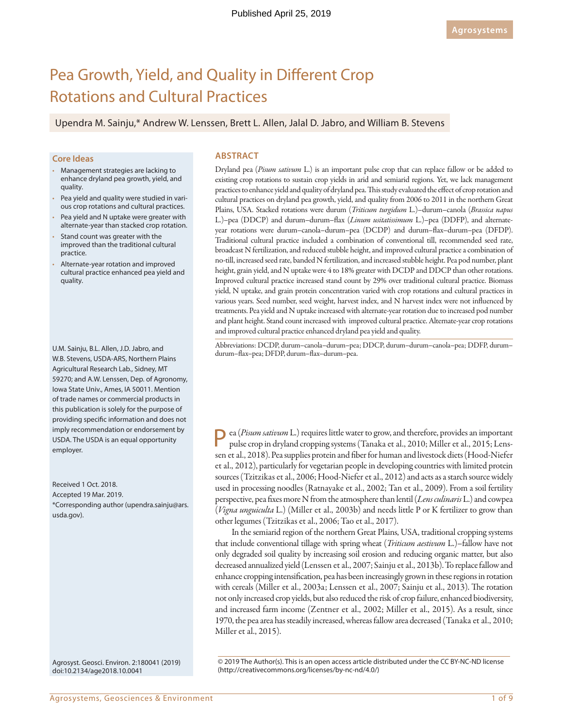Published April 25, 2019

Agrosystems

# Pea Growth, Yield, and Quality in Different Crop Rotations and Cultural Practices

Upendra M. Sainju,* Andrew W. Lenssen, Brett L. Allen, Jalal D. Jabro, and William B. Stevens

## Core Ideas

- Management strategies are lacking to enhance dryland pea growth, yield, and quality.
- Pea yield and quality were studied in various crop rotations and cultural practices.
- Pea yield and N uptake were greater with alternate-year than stacked crop rotation.
- Stand count was greater with the improved than the traditional cultural practice.
- Alternate-year rotation and improved cultural practice enhanced pea yield and quality.

U.M. Sainju, B.L. Allen, J.D. Jabro, and W.B. Stevens, USDA-ARS, Northern Plains Agricultural Research Lab., Sidney, MT 59270; and A.W. Lenssen, Dep. of Agronomy, Iowa State Univ., Ames, IA 50011. Mention of trade names or commercial products in this publication is solely for the purpose of providing specific information and does not imply recommendation or endorsement by USDA. The USDA is an equal opportunity employer.

Received 1 Oct. 2018.
Accepted 19 Mar. 2019.
*Corresponding author (upendra.sainju@ars.usda.gov).

Agrosyst. Geosci. Environ. 2:180041 (2019)
doi:10.2134/age2018.10.0041

## ABSTRACT

Dryland pea (*Pisum sativum* L.) is an important pulse crop that can replace fallow or be added to existing crop rotations to sustain crop yields in arid and semiarid regions. Yet, we lack management practices to enhance yield and quality of dryland pea. This study evaluated the effect of crop rotation and cultural practices on dryland pea growth, yield, and quality from 2006 to 2011 in the northern Great Plains, USA. Stacked rotations were durum (*Triticum turgidum* L.)–durum–canola (*Brassica napus* L.)–pea (DDCP) and durum–durum–flax (*Linum usitatissimum* L.)–pea (DDFP), and alternate-year rotations were durum–canola–durum–pea (DCDP) and durum–flax–durum–pea (DFDP). Traditional cultural practice included a combination of conventional till, recommended seed rate, broadcast N fertilization, and reduced stubble height, and improved cultural practice a combination of no-till, increased seed rate, banded N fertilization, and increased stubble height. Pea pod number, plant height, grain yield, and N uptake were 4 to 18% greater with DCDP and DDCP than other rotations. Improved cultural practice increased stand count by 29% over traditional cultural practice. Biomass yield, N uptake, and grain protein concentration varied with crop rotations and cultural practices in various years. Seed number, seed weight, harvest index, and N harvest index were not influenced by treatments. Pea yield and N uptake increased with alternate-year rotation due to increased pod number and plant height. Stand count increased with improved cultural practice. Alternate-year crop rotations and improved cultural practice enhanced dryland pea yield and quality.

Abbreviations: DCDP, durum–canola–durum–pea; DDCP, durum–durum–canola–pea; DDFP, durum–durum–flax–pea; DFDP, durum–flax–durum–pea.

Pea (*Pisum sativum* L.) requires little water to grow, and therefore, provides an important pulse crop in dryland cropping systems (Tanaka et al., 2010; Miller et al., 2015; Lenssen et al., 2018). Pea supplies protein and fiber for human and livestock diets (Hood-Niefer et al., 2012), particularly for vegetarian people in developing countries with limited protein sources (Tzitzikas et al., 2006; Hood-Niefer et al., 2012) and acts as a starch source widely used in processing noodles (Ratnayake et al., 2002; Tan et al., 2009). From a soil fertility perspective, pea fixes more N from the atmosphere than lentil (*Lens culinaris* L.) and cowpea (*Vigna unguiculta* L.) (Miller et al., 2003b) and needs little P or K fertilizer to grow than other legumes (Tzitzikas et al., 2006; Tao et al., 2017).

In the semiarid region of the northern Great Plains, USA, traditional cropping systems that include conventional tillage with spring wheat (*Triticum aestivum* L.)–fallow have not only degraded soil quality by increasing soil erosion and reducing organic matter, but also decreased annualized yield (Lenssen et al., 2007; Sainju et al., 2013b). To replace fallow and enhance cropping intensification, pea has been increasingly grown in these regions in rotation with cereals (Miller et al., 2003a; Lenssen et al., 2007; Sainju et al., 2013). The rotation not only increased crop yields, but also reduced the risk of crop failure, enhanced biodiversity, and increased farm income (Zentner et al., 2002; Miller et al., 2015). As a result, since 1970, the pea area has steadily increased, whereas fallow area decreased (Tanaka et al., 2010; Miller et al., 2015).

© 2019 The Author(s). This is an open access article distributed under the CC BY-NC-ND license (http://creativecommons.org/licenses/by-nc-nd/4.0/)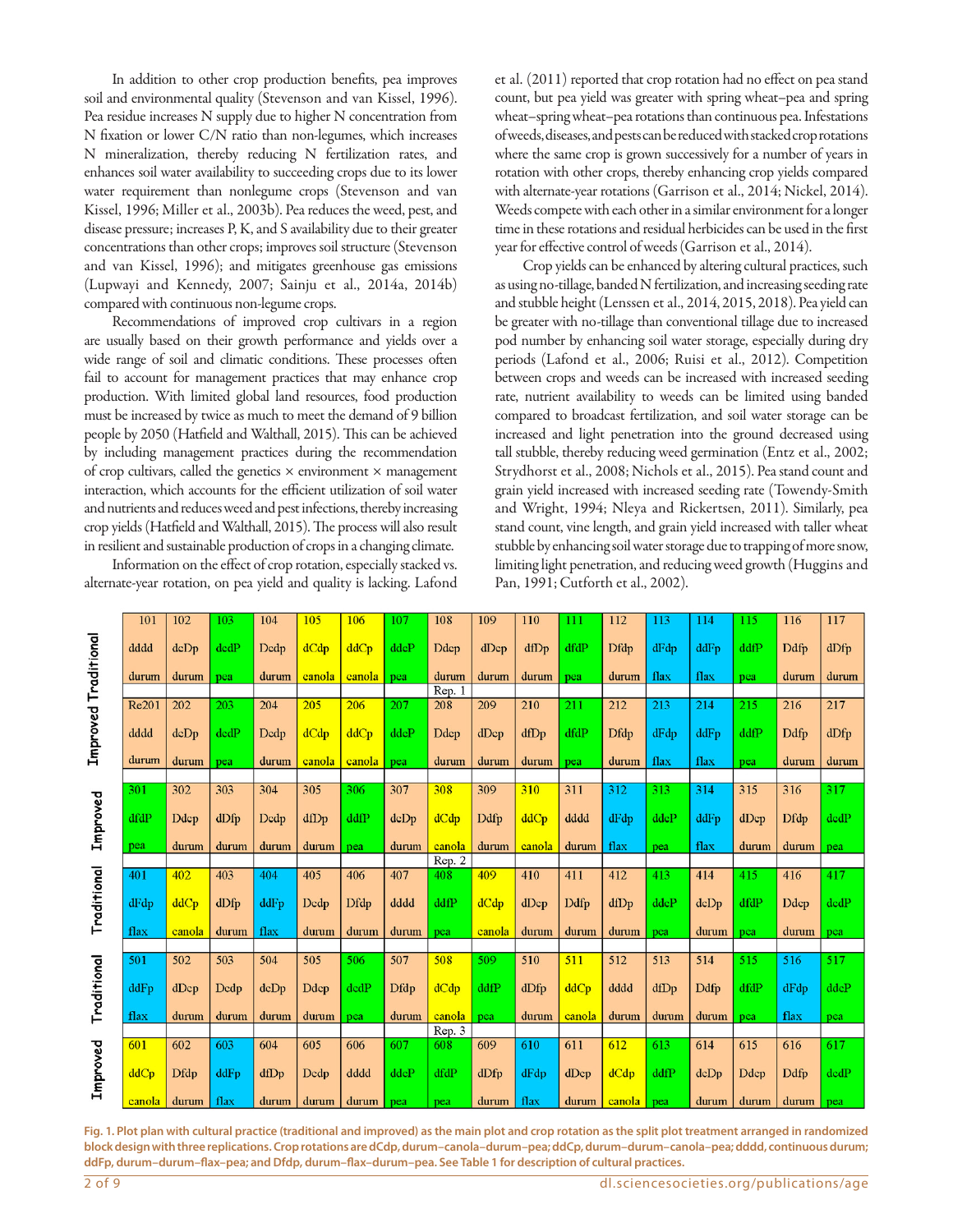In addition to other crop production benefits, pea improves soil and environmental quality (Stevenson and van Kissel, 1996). Pea residue increases N supply due to higher N concentration from N fixation or lower C/N ratio than non-legumes, which increases N mineralization, thereby reducing N fertilization rates, and enhances soil water availability to succeeding crops due to its lower water requirement than nonlegume crops (Stevenson and van Kissel, 1996; Miller et al., 2003b). Pea reduces the weed, pest, and disease pressure; increases P, K, and S availability due to their greater concentrations than other crops; improves soil structure (Stevenson and van Kissel, 1996); and mitigates greenhouse gas emissions (Lupwayi and Kennedy, 2007; Sainju et al., 2014a, 2014b) compared with continuous non-legume crops.

Recommendations of improved crop cultivars in a region are usually based on their growth performance and yields over a wide range of soil and climatic conditions. These processes often fail to account for management practices that may enhance crop production. With limited global land resources, food production must be increased by twice as much to meet the demand of 9 billion people by 2050 (Hatfield and Walthall, 2015). This can be achieved by including management practices during the recommendation of crop cultivars, called the genetics × environment × management interaction, which accounts for the efficient utilization of soil water and nutrients and reduces weed and pest infections, thereby increasing crop yields (Hatfield and Walthall, 2015). The process will also result in resilient and sustainable production of crops in a changing climate.

Information on the effect of crop rotation, especially stacked vs. alternate-year rotation, on pea yield and quality is lacking. Lafond et al. (2011) reported that crop rotation had no effect on pea stand count, but pea yield was greater with spring wheat–pea and spring wheat–spring wheat–pea rotations than continuous pea. Infestations of weeds, diseases, and pests can be reduced with stacked crop rotations where the same crop is grown successively for a number of years in rotation with other crops, thereby enhancing crop yields compared with alternate-year rotations (Garrison et al., 2014; Nickel, 2014). Weeds compete with each other in a similar environment for a longer time in these rotations and residual herbicides can be used in the first year for effective control of weeds (Garrison et al., 2014).

Crop yields can be enhanced by altering cultural practices, such as using no-tillage, banded N fertilization, and increasing seeding rate and stubble height (Lenssen et al., 2014, 2015, 2018). Pea yield can be greater with no-tillage than conventional tillage due to increased pod number by enhancing soil water storage, especially during dry periods (Lafond et al., 2006; Ruisi et al., 2012). Competition between crops and weeds can be increased with increased seeding rate, nutrient availability to weeds can be limited using banded compared to broadcast fertilization, and soil water storage can be increased and light penetration into the ground decreased using tall stubble, thereby reducing weed germination (Entz et al., 2002; Strydhorst et al., 2008; Nichols et al., 2015). Pea stand count and grain yield increased with increased seeding rate (Towendy-Smith and Wright, 1994; Nleya and Rickertsen, 2011). Similarly, pea stand count, vine length, and grain yield increased with taller wheat stubble by enhancing soil water storage due to trapping of more snow, limiting light penetration, and reducing weed growth (Huggins and Pan, 1991; Cutforth et al., 2002).

| Cultural practice | Rep. | | | | | | | | | | | | | | | | | |
|---|---|---|---|---|---|---|---|---|---|---|---|---|---|---|---|---|---|---|
| Improved Traditional | Rep. 1 | 101 dddd durum | 102 dcDp durum | 103 dcdP pea | 104 Dcdp durum | 105 dCdp canola | 106 ddCp canola | 107 ddcP pea | 108 Ddcp durum | 109 dDcp durum | 110 dfDp durum | 111 dfdP pea | 112 Dfdp durum | 113 dFdp flax | 114 ddFp flax | 115 ddfP pea | 116 Ddfp durum | 117 dDfp durum |
| Improved Traditional | Rep. 1 | Re201 dddd durum | 202 dcDp durum | 203 dcdP pea | 204 Dcdp durum | 205 dCdp canola | 206 ddCp canola | 207 ddcP pea | 208 Ddcp durum | 209 dDcp durum | 210 dfDp durum | 211 dfdP pea | 212 Dfdp durum | 213 dFdp flax | 214 ddFp flax | 215 ddfP pea | 216 Ddfp durum | 217 dDfp durum |
| Improved | Rep. 2 | 301 dfdP pea | 302 Ddcp durum | 303 dDfp durum | 304 Dcdp durum | 305 dfDp durum | 306 ddfP pea | 307 dcDp durum | 308 dCdp canola | 309 Ddfp durum | 310 ddCp canola | 311 dddd durum | 312 dFdp flax | 313 ddcP pea | 314 ddFp flax | 315 dDcp durum | 316 Dfdp durum | 317 dcdP pea |
| Traditional | Rep. 2 | 401 dFdp flax | 402 ddCp canola | 403 dDfp durum | 404 ddFp flax | 405 Dcdp durum | 406 Dfdp durum | 407 dddd durum | 408 ddfP pea | 409 dCdp canola | 410 dDcp durum | 411 Ddfp durum | 412 dfDp durum | 413 ddcP pea | 414 dcDp durum | 415 dfdP pea | 416 Ddcp durum | 417 dcdP pea |
| Traditional | Rep. 3 | 501 ddFp flax | 502 dDcp durum | 503 Dcdp durum | 504 dcDp durum | 505 Ddcp durum | 506 dcdP pea | 507 Dfdp durum | 508 dCdp canola | 509 ddfP pea | 510 dDfp durum | 511 ddCp canola | 512 dddd durum | 513 dfDp durum | 514 Ddfp durum | 515 dfdP pea | 516 dFdp flax | 517 ddcP pea |
| Improved | Rep. 3 | 601 ddCp canola | 602 Dfdp durum | 603 ddFp flax | 604 dfDp durum | 605 Dcdp durum | 606 dddd durum | 607 ddcP pea | 608 dfdP pea | 609 dDfp durum | 610 dFdp flax | 611 dDcp durum | 612 dCdp canola | 613 ddfP pea | 614 dcDp durum | 615 Ddcp durum | 616 Ddfp durum | 617 dcdP pea |

**Fig. 1. Plot plan with cultural practice (traditional and improved) as the main plot and crop rotation as the split plot treatment arranged in randomized block design with three replications. Crop rotations are dCdp, durum–canola–durum–pea; ddCp, durum–durum–canola–pea; dddd, continuous durum; ddFp, durum–durum–flax–pea; and Dfdp, durum–flax–durum–pea. See Table 1 for description of cultural practices.**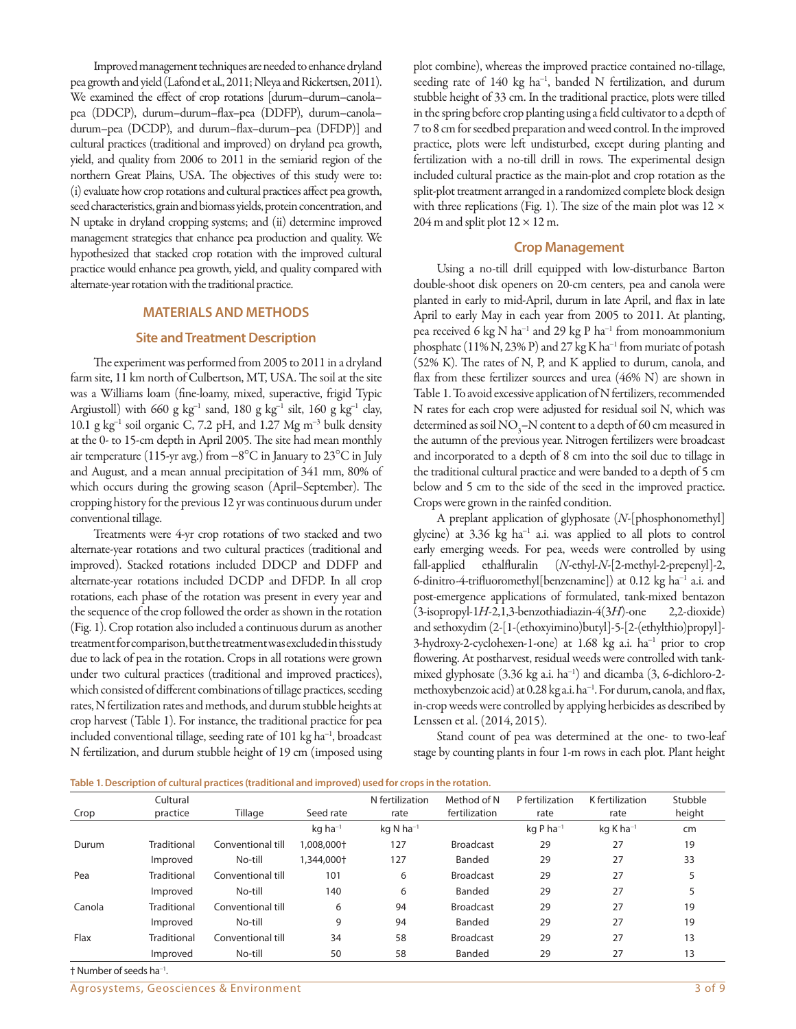Improved management techniques are needed to enhance dryland pea growth and yield (Lafond et al., 2011; Nleya and Rickertsen, 2011). We examined the effect of crop rotations [durum–durum–canola–pea (DDCP), durum–durum–flax–pea (DDFP), durum–canola–durum–pea (DCDP), and durum–flax–durum–pea (DFDP)] and cultural practices (traditional and improved) on dryland pea growth, yield, and quality from 2006 to 2011 in the semiarid region of the northern Great Plains, USA. The objectives of this study were to: (i) evaluate how crop rotations and cultural practices affect pea growth, seed characteristics, grain and biomass yields, protein concentration, and N uptake in dryland cropping systems; and (ii) determine improved management strategies that enhance pea production and quality. We hypothesized that stacked crop rotation with the improved cultural practice would enhance pea growth, yield, and quality compared with alternate-year rotation with the traditional practice.

## MATERIALS AND METHODS

### Site and Treatment Description

The experiment was performed from 2005 to 2011 in a dryland farm site, 11 km north of Culbertson, MT, USA. The soil at the site was a Williams loam (fine-loamy, mixed, superactive, frigid Typic Argiustoll) with 660 g kg$^{-1}$ sand, 180 g kg$^{-1}$ silt, 160 g kg$^{-1}$ clay, 10.1 g kg$^{-1}$ soil organic C, 7.2 pH, and 1.27 Mg m$^{-3}$ bulk density at the 0- to 15-cm depth in April 2005. The site had mean monthly air temperature (115-yr avg.) from −8°C in January to 23°C in July and August, and a mean annual precipitation of 341 mm, 80% of which occurs during the growing season (April–September). The cropping history for the previous 12 yr was continuous durum under conventional tillage.

Treatments were 4-yr crop rotations of two stacked and two alternate-year rotations and two cultural practices (traditional and improved). Stacked rotations included DDCP and DDFP and alternate-year rotations included DCDP and DFDP. In all crop rotations, each phase of the rotation was present in every year and the sequence of the crop followed the order as shown in the rotation (Fig. 1). Crop rotation also included a continuous durum as another treatment for comparison, but the treatment was excluded in this study due to lack of pea in the rotation. Crops in all rotations were grown under two cultural practices (traditional and improved practices), which consisted of different combinations of tillage practices, seeding rates, N fertilization rates and methods, and durum stubble heights at crop harvest (Table 1). For instance, the traditional practice for pea included conventional tillage, seeding rate of 101 kg ha$^{-1}$, broadcast N fertilization, and durum stubble height of 19 cm (imposed using plot combine), whereas the improved practice contained no-tillage, seeding rate of 140 kg ha$^{-1}$, banded N fertilization, and durum stubble height of 33 cm. In the traditional practice, plots were tilled in the spring before crop planting using a field cultivator to a depth of 7 to 8 cm for seedbed preparation and weed control. In the improved practice, plots were left undisturbed, except during planting and fertilization with a no-till drill in rows. The experimental design included cultural practice as the main-plot and crop rotation as the split-plot treatment arranged in a randomized complete block design with three replications (Fig. 1). The size of the main plot was 12 × 204 m and split plot 12 × 12 m.

### Crop Management

Using a no-till drill equipped with low-disturbance Barton double-shoot disk openers on 20-cm centers, pea and canola were planted in early to mid-April, durum in late April, and flax in late April to early May in each year from 2005 to 2011. At planting, pea received 6 kg N ha$^{-1}$ and 29 kg P ha$^{-1}$ from monoammonium phosphate (11% N, 23% P) and 27 kg K ha$^{-1}$ from muriate of potash (52% K). The rates of N, P, and K applied to durum, canola, and flax from these fertilizer sources and urea (46% N) are shown in Table 1. To avoid excessive application of N fertilizers, recommended N rates for each crop were adjusted for residual soil N, which was determined as soil $NO_3$–N content to a depth of 60 cm measured in the autumn of the previous year. Nitrogen fertilizers were broadcast and incorporated to a depth of 8 cm into the soil due to tillage in the traditional cultural practice and were banded to a depth of 5 cm below and 5 cm to the side of the seed in the improved practice. Crops were grown in the rainfed condition.

A preplant application of glyphosate (*N*-[phosphonomethyl] glycine) at 3.36 kg ha$^{-1}$ a.i. was applied to all plots to control early emerging weeds. For pea, weeds were controlled by using fall-applied ethalfluralin (*N*-ethyl-*N*-[2-methyl-2-prepenyl]-2, 6-dinitro-4-trifluoromethyl[benzenamine]) at 0.12 kg ha$^{-1}$ a.i. and post-emergence applications of formulated, tank-mixed bentazon (3-isopropyl-1*H*-2,1,3-benzothiadiazin-4(3*H*)-one 2,2-dioxide) and sethoxydim (2-[1-(ethoxyimino)butyl]-5-[2-(ethylthio)propyl]-3-hydroxy-2-cyclohexen-1-one) at 1.68 kg a.i. ha$^{-1}$ prior to crop flowering. At postharvest, residual weeds were controlled with tank-mixed glyphosate (3.36 kg a.i. ha$^{-1}$) and dicamba (3, 6-dichloro-2-methoxybenzoic acid) at 0.28 kg a.i. ha$^{-1}$. For durum, canola, and flax, in-crop weeds were controlled by applying herbicides as described by Lenssen et al. (2014, 2015).

Stand count of pea was determined at the one- to two-leaf stage by counting plants in four 1-m rows in each plot. Plant height

**Table 1. Description of cultural practices (traditional and improved) used for crops in the rotation.**

| Crop | Cultural practice | Tillage | Seed rate | N fertilization rate | Method of N fertilization | P fertilization rate | K fertilization rate | Stubble height |
|---|---|---|---|---|---|---|---|---|
| | | | kg ha$^{-1}$ | kg N ha$^{-1}$ | | kg P ha$^{-1}$ | kg K ha$^{-1}$ | cm |
| Durum | Traditional | Conventional till | 1,008,000† | 127 | Broadcast | 29 | 27 | 19 |
| | Improved | No-till | 1,344,000† | 127 | Banded | 29 | 27 | 33 |
| Pea | Traditional | Conventional till | 101 | 6 | Broadcast | 29 | 27 | 5 |
| | Improved | No-till | 140 | 6 | Banded | 29 | 27 | 5 |
| Canola | Traditional | Conventional till | 6 | 94 | Broadcast | 29 | 27 | 19 |
| | Improved | No-till | 9 | 94 | Banded | 29 | 27 | 19 |
| Flax | Traditional | Conventional till | 34 | 58 | Broadcast | 29 | 27 | 13 |
| | Improved | No-till | 50 | 58 | Banded | 29 | 27 | 13 |

† Number of seeds ha$^{-1}$.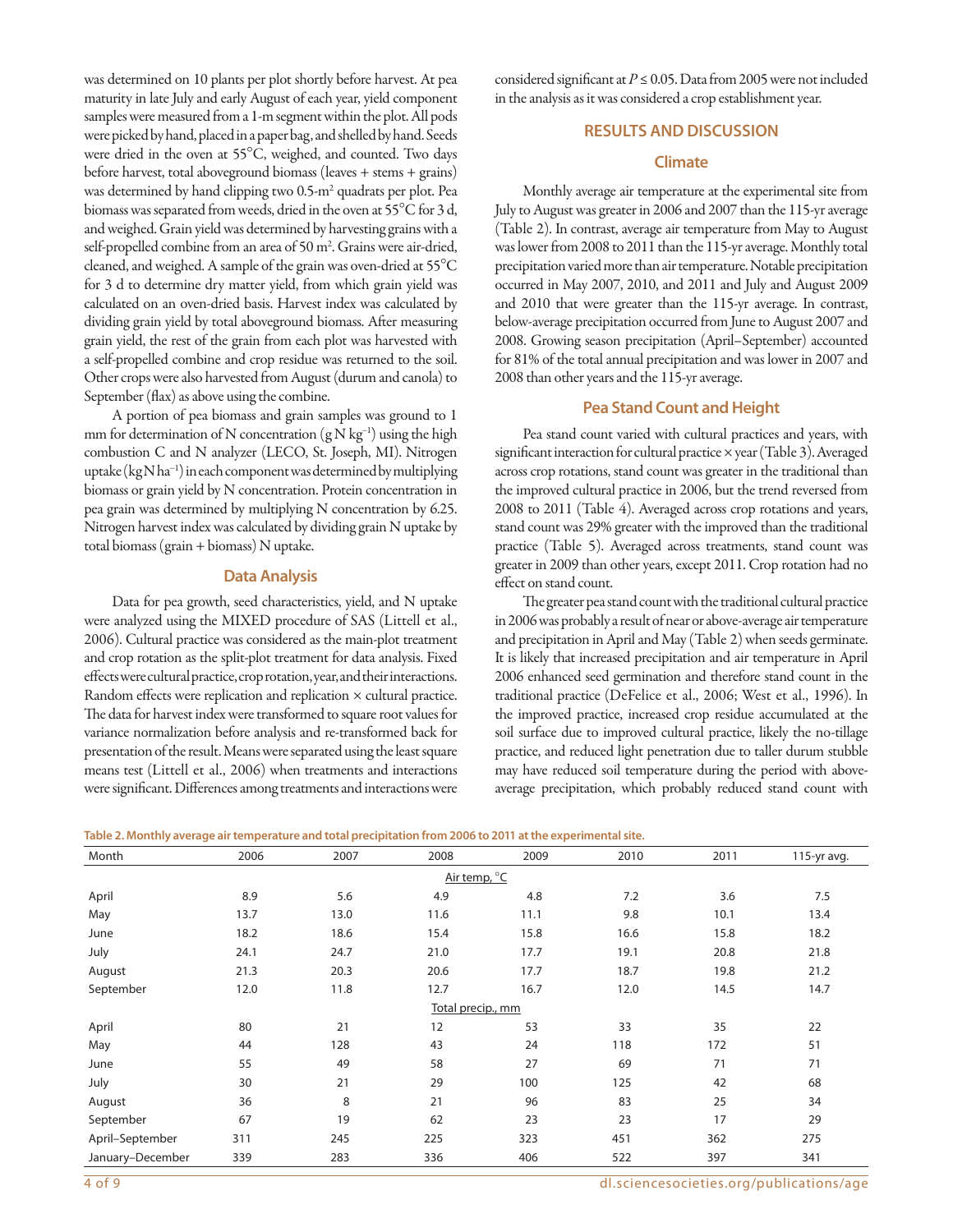was determined on 10 plants per plot shortly before harvest. At pea maturity in late July and early August of each year, yield component samples were measured from a 1-m segment within the plot. All pods were picked by hand, placed in a paper bag, and shelled by hand. Seeds were dried in the oven at 55°C, weighed, and counted. Two days before harvest, total aboveground biomass (leaves + stems + grains) was determined by hand clipping two 0.5-$m^2$ quadrats per plot. Pea biomass was separated from weeds, dried in the oven at 55°C for 3 d, and weighed. Grain yield was determined by harvesting grains with a self-propelled combine from an area of 50 $m^2$. Grains were air-dried, cleaned, and weighed. A sample of the grain was oven-dried at 55°C for 3 d to determine dry matter yield, from which grain yield was calculated on an oven-dried basis. Harvest index was calculated by dividing grain yield by total aboveground biomass. After measuring grain yield, the rest of the grain from each plot was harvested with a self-propelled combine and crop residue was returned to the soil. Other crops were also harvested from August (durum and canola) to September (flax) as above using the combine.

A portion of pea biomass and grain samples was ground to 1 mm for determination of N concentration (g N $kg^{-1}$) using the high combustion C and N analyzer (LECO, St. Joseph, MI). Nitrogen uptake (kg N $ha^{-1}$) in each component was determined by multiplying biomass or grain yield by N concentration. Protein concentration in pea grain was determined by multiplying N concentration by 6.25. Nitrogen harvest index was calculated by dividing grain N uptake by total biomass (grain + biomass) N uptake.

### Data Analysis

Data for pea growth, seed characteristics, yield, and N uptake were analyzed using the MIXED procedure of SAS (Littell et al., 2006). Cultural practice was considered as the main-plot treatment and crop rotation as the split-plot treatment for data analysis. Fixed effects were cultural practice, crop rotation, year, and their interactions. Random effects were replication and replication × cultural practice. The data for harvest index were transformed to square root values for variance normalization before analysis and re-transformed back for presentation of the result. Means were separated using the least square means test (Littell et al., 2006) when treatments and interactions were significant. Differences among treatments and interactions were considered significant at $P \leq 0.05$. Data from 2005 were not included in the analysis as it was considered a crop establishment year.

## RESULTS AND DISCUSSION

### Climate

Monthly average air temperature at the experimental site from July to August was greater in 2006 and 2007 than the 115-yr average (Table 2). In contrast, average air temperature from May to August was lower from 2008 to 2011 than the 115-yr average. Monthly total precipitation varied more than air temperature. Notable precipitation occurred in May 2007, 2010, and 2011 and July and August 2009 and 2010 that were greater than the 115-yr average. In contrast, below-average precipitation occurred from June to August 2007 and 2008. Growing season precipitation (April–September) accounted for 81% of the total annual precipitation and was lower in 2007 and 2008 than other years and the 115-yr average.

### Pea Stand Count and Height

Pea stand count varied with cultural practices and years, with significant interaction for cultural practice × year (Table 3). Averaged across crop rotations, stand count was greater in the traditional than the improved cultural practice in 2006, but the trend reversed from 2008 to 2011 (Table 4). Averaged across crop rotations and years, stand count was 29% greater with the improved than the traditional practice (Table 5). Averaged across treatments, stand count was greater in 2009 than other years, except 2011. Crop rotation had no effect on stand count.

The greater pea stand count with the traditional cultural practice in 2006 was probably a result of near or above-average air temperature and precipitation in April and May (Table 2) when seeds germinate. It is likely that increased precipitation and air temperature in April 2006 enhanced seed germination and therefore stand count in the traditional practice (DeFelice et al., 2006; West et al., 1996). In the improved practice, increased crop residue accumulated at the soil surface due to improved cultural practice, likely the no-tillage practice, and reduced light penetration due to taller durum stubble may have reduced soil temperature during the period with above-average precipitation, which probably reduced stand count with

**Table 2. Monthly average air temperature and total precipitation from 2006 to 2011 at the experimental site.**

| Month | 2006 | 2007 | 2008 | 2009 | 2010 | 2011 | 115-yr avg. |
|---|---|---|---|---|---|---|---|
| | | | Air temp, °C | | | | |
| April | 8.9 | 5.6 | 4.9 | 4.8 | 7.2 | 3.6 | 7.5 |
| May | 13.7 | 13.0 | 11.6 | 11.1 | 9.8 | 10.1 | 13.4 |
| June | 18.2 | 18.6 | 15.4 | 15.8 | 16.6 | 15.8 | 18.2 |
| July | 24.1 | 24.7 | 21.0 | 17.7 | 19.1 | 20.8 | 21.8 |
| August | 21.3 | 20.3 | 20.6 | 17.7 | 18.7 | 19.8 | 21.2 |
| September | 12.0 | 11.8 | 12.7 | 16.7 | 12.0 | 14.5 | 14.7 |
| | | | Total precip., mm | | | | |
| April | 80 | 21 | 12 | 53 | 33 | 35 | 22 |
| May | 44 | 128 | 43 | 24 | 118 | 172 | 51 |
| June | 55 | 49 | 58 | 27 | 69 | 71 | 71 |
| July | 30 | 21 | 29 | 100 | 125 | 42 | 68 |
| August | 36 | 8 | 21 | 96 | 83 | 25 | 34 |
| September | 67 | 19 | 62 | 23 | 23 | 17 | 29 |
| April–September | 311 | 245 | 225 | 323 | 451 | 362 | 275 |
| January–December | 339 | 283 | 336 | 406 | 522 | 397 | 341 |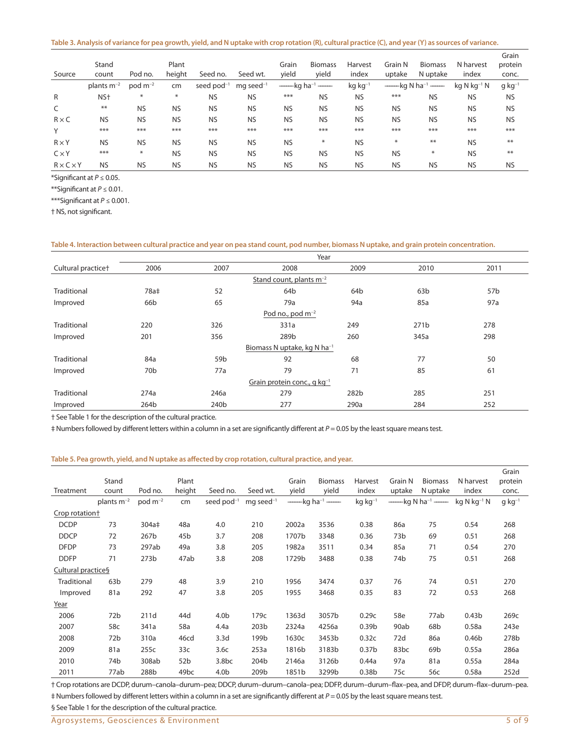**Table 3. Analysis of variance for pea growth, yield, and N uptake with crop rotation (R), cultural practice (C), and year (Y) as sources of variance.**

| Source | Stand count | Pod no. | Plant height | Seed no. | Seed wt. | Grain yield | Biomass yield | Harvest index | Grain N uptake | Biomass N uptake | N harvest index | Grain protein conc. |
|---|---|---|---|---|---|---|---|---|---|---|---|---|
| | plants m$^{-2}$ | pod m$^{-2}$ | cm | seed pod$^{-1}$ | mg seed$^{-1}$ | kg ha$^{-1}$ | | kg kg$^{-1}$ | kg N ha$^{-1}$ | | kg N kg$^{-1}$ N | g kg$^{-1}$ |
| R | NS† | * | * | NS | NS | *** | NS | NS | *** | NS | NS | NS |
| C | ** | NS | NS | NS | NS | NS | NS | NS | NS | NS | NS | NS |
| R × C | NS | NS | NS | NS | NS | NS | NS | NS | NS | NS | NS | NS |
| Y | *** | *** | *** | *** | *** | *** | *** | *** | *** | *** | *** | *** |
| R × Y | NS | NS | NS | NS | NS | NS | * | NS | * | ** | NS | ** |
| C × Y | *** | * | NS | NS | NS | NS | NS | NS | NS | * | NS | ** |
| R × C × Y | NS | NS | NS | NS | NS | NS | NS | NS | NS | NS | NS | NS |

*Significant at $P \leq 0.05$.

**Significant at $P \leq 0.01$.

***Significant at $P \leq 0.001$.

† NS, not significant.

**Table 4. Interaction between cultural practice and year on pea stand count, pod number, biomass N uptake, and grain protein concentration.**

| Cultural practice† | 2006 | 2007 | 2008 | 2009 | 2010 | 2011 |
|---|---|---|---|---|---|---|
| | | | Stand count, plants m$^{-2}$ | | | |
| Traditional | 78a‡ | 52 | 64b | 64b | 63b | 57b |
| Improved | 66b | 65 | 79a | 94a | 85a | 97a |
| | | | Pod no., pod m$^{-2}$ | | | |
| Traditional | 220 | 326 | 331a | 249 | 271b | 278 |
| Improved | 201 | 356 | 289b | 260 | 345a | 298 |
| | | | Biomass N uptake, kg N ha$^{-1}$ | | | |
| Traditional | 84a | 59b | 92 | 68 | 77 | 50 |
| Improved | 70b | 77a | 79 | 71 | 85 | 61 |
| | | | Grain protein conc., g kg$^{-1}$ | | | |
| Traditional | 274a | 246a | 279 | 282b | 285 | 251 |
| Improved | 264b | 240b | 277 | 290a | 284 | 252 |

† See Table 1 for the description of the cultural practice.

‡ Numbers followed by different letters within a column in a set are significantly different at $P = 0.05$ by the least square means test.

**Table 5. Pea growth, yield, and N uptake as affected by crop rotation, cultural practice, and year.**

| Treatment | Stand count | Pod no. | Plant height | Seed no. | Seed wt. | Grain yield | Biomass yield | Harvest index | Grain N uptake | Biomass N uptake | N harvest index | Grain protein conc. |
|---|---|---|---|---|---|---|---|---|---|---|---|---|
| | plants m$^{-2}$ | pod m$^{-2}$ | cm | seed pod$^{-1}$ | mg seed$^{-1}$ | kg ha$^{-1}$ | | kg kg$^{-1}$ | kg N ha$^{-1}$ | | kg N kg$^{-1}$ N | g kg$^{-1}$ |
| Crop rotation† | | | | | | | | | | | | |
| DCDP | 73 | 304a‡ | 48a | 4.0 | 210 | 2002a | 3536 | 0.38 | 86a | 75 | 0.54 | 268 |
| DDCP | 72 | 267b | 45b | 3.7 | 208 | 1707b | 3348 | 0.36 | 73b | 69 | 0.51 | 268 |
| DFDP | 73 | 297ab | 49a | 3.8 | 205 | 1982a | 3511 | 0.34 | 85a | 71 | 0.54 | 270 |
| DDFP | 71 | 273b | 47ab | 3.8 | 208 | 1729b | 3488 | 0.38 | 74b | 75 | 0.51 | 268 |
| Cultural practice§ | | | | | | | | | | | | |
| Traditional | 63b | 279 | 48 | 3.9 | 210 | 1956 | 3474 | 0.37 | 76 | 74 | 0.51 | 270 |
| Improved | 81a | 292 | 47 | 3.8 | 205 | 1955 | 3468 | 0.35 | 83 | 72 | 0.53 | 268 |
| Year | | | | | | | | | | | | |
| 2006 | 72b | 211d | 44d | 4.0b | 179c | 1363d | 3057b | 0.29c | 58e | 77ab | 0.43b | 269c |
| 2007 | 58c | 341a | 58a | 4.4a | 203b | 2324a | 4256a | 0.39b | 90ab | 68b | 0.58a | 243e |
| 2008 | 72b | 310a | 46cd | 3.3d | 199b | 1630c | 3453b | 0.32c | 72d | 86a | 0.46b | 278b |
| 2009 | 81a | 255c | 33c | 3.6c | 253a | 1816b | 3183b | 0.37b | 83bc | 69b | 0.55a | 286a |
| 2010 | 74b | 308ab | 52b | 3.8bc | 204b | 2146a | 3126b | 0.44a | 97a | 81a | 0.55a | 284a |
| 2011 | 77ab | 288b | 49bc | 4.0b | 209b | 1851b | 3299b | 0.38b | 75c | 56c | 0.58a | 252d |

† Crop rotations are DCDP, durum–canola–durum–pea; DDCP, durum–durum–canola–pea; DDFP, durum–durum–flax–pea, and DFDP, durum–flax–durum–pea.

‡ Numbers followed by different letters within a column in a set are significantly different at $P = 0.05$ by the least square means test.

§ See Table 1 for the description of the cultural practice.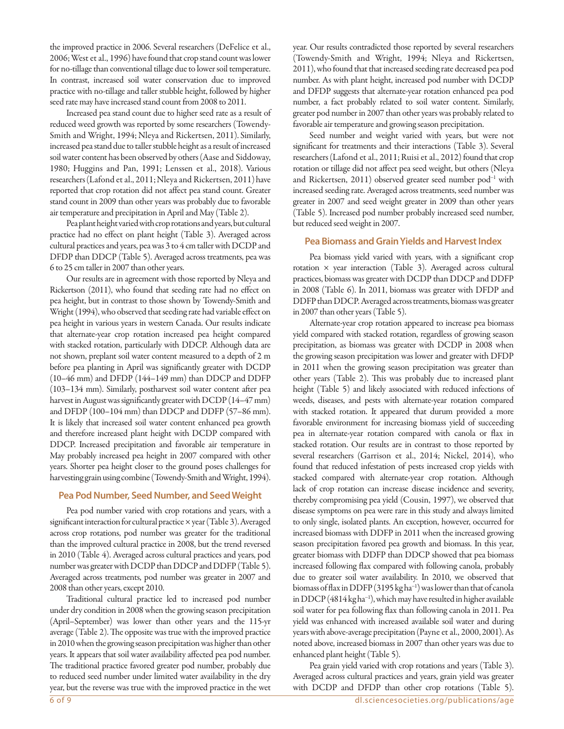the improved practice in 2006. Several researchers (DeFelice et al., 2006; West et al., 1996) have found that crop stand count was lower for no-tillage than conventional tillage due to lower soil temperature. In contrast, increased soil water conservation due to improved practice with no-tillage and taller stubble height, followed by higher seed rate may have increased stand count from 2008 to 2011.

Increased pea stand count due to higher seed rate as a result of reduced weed growth was reported by some researchers (Towendy-Smith and Wright, 1994; Nleya and Rickertsen, 2011). Similarly, increased pea stand due to taller stubble height as a result of increased soil water content has been observed by others (Aase and Siddoway, 1980; Huggins and Pan, 1991; Lenssen et al., 2018). Various researchers (Lafond et al., 2011; Nleya and Rickertsen, 2011) have reported that crop rotation did not affect pea stand count. Greater stand count in 2009 than other years was probably due to favorable air temperature and precipitation in April and May (Table 2).

Pea plant height varied with crop rotations and years, but cultural practice had no effect on plant height (Table 3). Averaged across cultural practices and years, pea was 3 to 4 cm taller with DCDP and DFDP than DDCP (Table 5). Averaged across treatments, pea was 6 to 25 cm taller in 2007 than other years.

Our results are in agreement with those reported by Nleya and Rickertson (2011), who found that seeding rate had no effect on pea height, but in contrast to those shown by Towendy-Smith and Wright (1994), who observed that seeding rate had variable effect on pea height in various years in western Canada. Our results indicate that alternate-year crop rotation increased pea height compared with stacked rotation, particularly with DDCP. Although data are not shown, preplant soil water content measured to a depth of 2 m before pea planting in April was significantly greater with DCDP (10–46 mm) and DFDP (144–149 mm) than DDCP and DDFP (103–134 mm). Similarly, postharvest soil water content after pea harvest in August was significantly greater with DCDP (14–47 mm) and DFDP (100–104 mm) than DDCP and DDFP (57–86 mm). It is likely that increased soil water content enhanced pea growth and therefore increased plant height with DCDP compared with DDCP. Increased precipitation and favorable air temperature in May probably increased pea height in 2007 compared with other years. Shorter pea height closer to the ground poses challenges for harvesting grain using combine (Towendy-Smith and Wright, 1994).

## Pea Pod Number, Seed Number, and Seed Weight

Pea pod number varied with crop rotations and years, with a significant interaction for cultural practice × year (Table 3). Averaged across crop rotations, pod number was greater for the traditional than the improved cultural practice in 2008, but the trend reversed in 2010 (Table 4). Averaged across cultural practices and years, pod number was greater with DCDP than DDCP and DDFP (Table 5). Averaged across treatments, pod number was greater in 2007 and 2008 than other years, except 2010.

Traditional cultural practice led to increased pod number under dry condition in 2008 when the growing season precipitation (April–September) was lower than other years and the 115-yr average (Table 2). The opposite was true with the improved practice in 2010 when the growing season precipitation was higher than other years. It appears that soil water availability affected pea pod number. The traditional practice favored greater pod number, probably due to reduced seed number under limited water availability in the dry year, but the reverse was true with the improved practice in the wet year. Our results contradicted those reported by several researchers (Towendy-Smith and Wright, 1994; Nleya and Rickertsen, 2011), who found that that increased seeding rate decreased pea pod number. As with plant height, increased pod number with DCDP and DFDP suggests that alternate-year rotation enhanced pea pod number, a fact probably related to soil water content. Similarly, greater pod number in 2007 than other years was probably related to favorable air temperature and growing season precipitation.

Seed number and weight varied with years, but were not significant for treatments and their interactions (Table 3). Several researchers (Lafond et al., 2011; Ruisi et al., 2012) found that crop rotation or tillage did not affect pea seed weight, but others (Nleya and Rickertsen, 2011) observed greater seed number pod$^{-1}$ with increased seeding rate. Averaged across treatments, seed number was greater in 2007 and seed weight greater in 2009 than other years (Table 5). Increased pod number probably increased seed number, but reduced seed weight in 2007.

## Pea Biomass and Grain Yields and Harvest Index

Pea biomass yield varied with years, with a significant crop rotation × year interaction (Table 3). Averaged across cultural practices, biomass was greater with DCDP than DDCP and DDFP in 2008 (Table 6). In 2011, biomass was greater with DFDP and DDFP than DDCP. Averaged across treatments, biomass was greater in 2007 than other years (Table 5).

Alternate-year crop rotation appeared to increase pea biomass yield compared with stacked rotation, regardless of growing season precipitation, as biomass was greater with DCDP in 2008 when the growing season precipitation was lower and greater with DFDP in 2011 when the growing season precipitation was greater than other years (Table 2). This was probably due to increased plant height (Table 5) and likely associated with reduced infections of weeds, diseases, and pests with alternate-year rotation compared with stacked rotation. It appeared that durum provided a more favorable environment for increasing biomass yield of succeeding pea in alternate-year rotation compared with canola or flax in stacked rotation. Our results are in contrast to those reported by several researchers (Garrison et al., 2014; Nickel, 2014), who found that reduced infestation of pests increased crop yields with stacked compared with alternate-year crop rotation. Although lack of crop rotation can increase disease incidence and severity, thereby compromising pea yield (Cousin, 1997), we observed that disease symptoms on pea were rare in this study and always limited to only single, isolated plants. An exception, however, occurred for increased biomass with DDFP in 2011 when the increased growing season precipitation favored pea growth and biomass. In this year, greater biomass with DDFP than DDCP showed that pea biomass increased following flax compared with following canola, probably due to greater soil water availability. In 2010, we observed that biomass of flax in DDFP (3195 kg ha$^{-1}$) was lower than that of canola in DDCP (4814 kg ha$^{-1}$), which may have resulted in higher available soil water for pea following flax than following canola in 2011. Pea yield was enhanced with increased available soil water and during years with above-average precipitation (Payne et al., 2000, 2001). As noted above, increased biomass in 2007 than other years was due to enhanced plant height (Table 5).

Pea grain yield varied with crop rotations and years (Table 3). Averaged across cultural practices and years, grain yield was greater with DCDP and DFDP than other crop rotations (Table 5).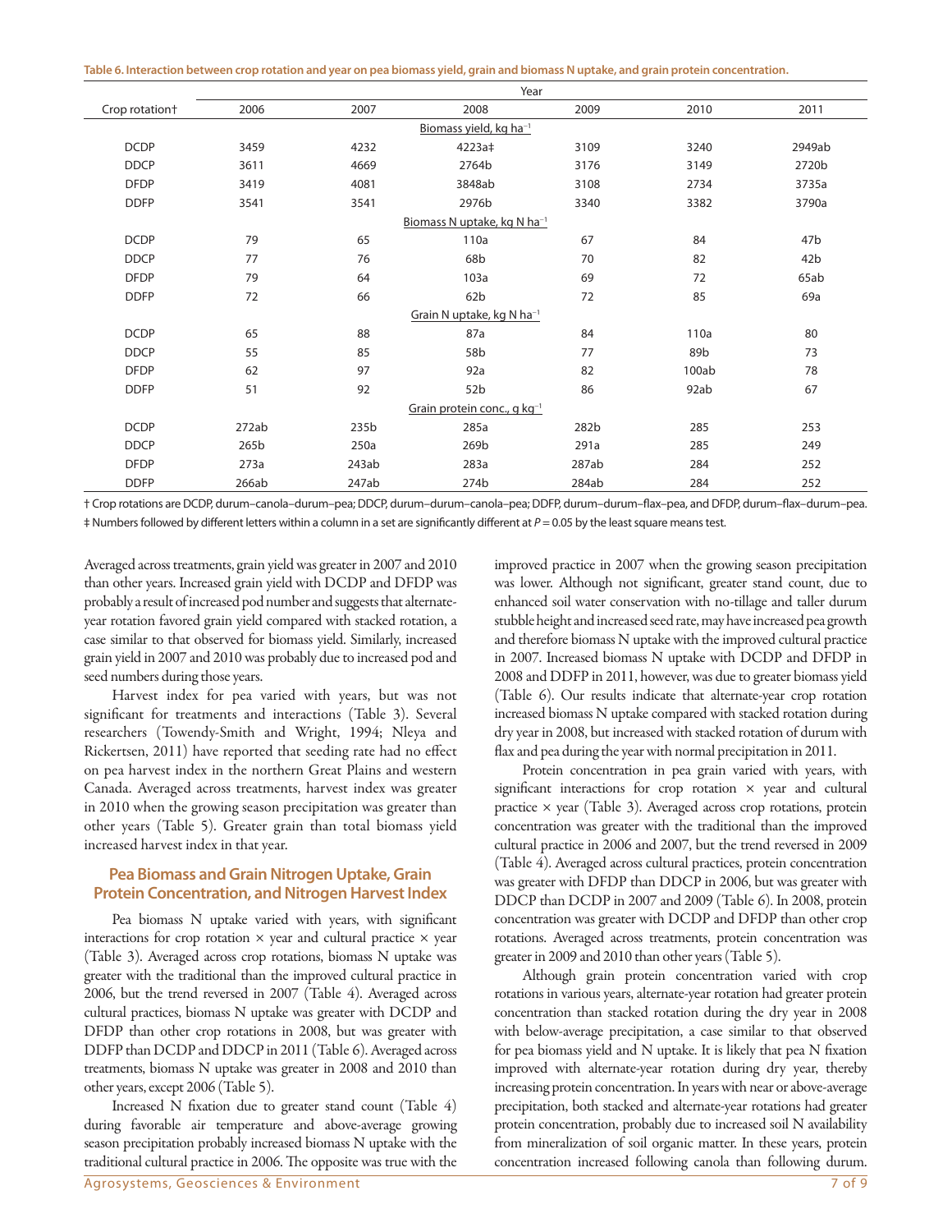**Table 6. Interaction between crop rotation and year on pea biomass yield, grain and biomass N uptake, and grain protein concentration.**

| Crop rotation† | Year | | | | | |
|---|---|---|---|---|---|---|
| | 2006 | 2007 | 2008 | 2009 | 2010 | 2011 |
| | | | Biomass yield, kg ha$^{-1}$ | | | |
| DCDP | 3459 | 4232 | 4223a‡ | 3109 | 3240 | 2949ab |
| DDCP | 3611 | 4669 | 2764b | 3176 | 3149 | 2720b |
| DFDP | 3419 | 4081 | 3848ab | 3108 | 2734 | 3735a |
| DDFP | 3541 | 3541 | 2976b | 3340 | 3382 | 3790a |
| | | | Biomass N uptake, kg N ha$^{-1}$ | | | |
| DCDP | 79 | 65 | 110a | 67 | 84 | 47b |
| DDCP | 77 | 76 | 68b | 70 | 82 | 42b |
| DFDP | 79 | 64 | 103a | 69 | 72 | 65ab |
| DDFP | 72 | 66 | 62b | 72 | 85 | 69a |
| | | | Grain N uptake, kg N ha$^{-1}$ | | | |
| DCDP | 65 | 88 | 87a | 84 | 110a | 80 |
| DDCP | 55 | 85 | 58b | 77 | 89b | 73 |
| DFDP | 62 | 97 | 92a | 82 | 100ab | 78 |
| DDFP | 51 | 92 | 52b | 86 | 92ab | 67 |
| | | | Grain protein conc., g kg$^{-1}$ | | | |
| DCDP | 272ab | 235b | 285a | 282b | 285 | 253 |
| DDCP | 265b | 250a | 269b | 291a | 285 | 249 |
| DFDP | 273a | 243ab | 283a | 287ab | 284 | 252 |
| DDFP | 266ab | 247ab | 274b | 284ab | 284 | 252 |

† Crop rotations are DCDP, durum–canola–durum–pea; DDCP, durum–durum–canola–pea; DDFP, durum–durum–flax–pea, and DFDP, durum–flax–durum–pea.
‡ Numbers followed by different letters within a column in a set are significantly different at $P = 0.05$ by the least square means test.

Averaged across treatments, grain yield was greater in 2007 and 2010 than other years. Increased grain yield with DCDP and DFDP was probably a result of increased pod number and suggests that alternate-year rotation favored grain yield compared with stacked rotation, a case similar to that observed for biomass yield. Similarly, increased grain yield in 2007 and 2010 was probably due to increased pod and seed numbers during those years.

Harvest index for pea varied with years, but was not significant for treatments and interactions (Table 3). Several researchers (Towendy-Smith and Wright, 1994; Nleya and Rickertsen, 2011) have reported that seeding rate had no effect on pea harvest index in the northern Great Plains and western Canada. Averaged across treatments, harvest index was greater in 2010 when the growing season precipitation was greater than other years (Table 5). Greater grain than total biomass yield increased harvest index in that year.

## Pea Biomass and Grain Nitrogen Uptake, Grain Protein Concentration, and Nitrogen Harvest Index

Pea biomass N uptake varied with years, with significant interactions for crop rotation × year and cultural practice × year (Table 3). Averaged across crop rotations, biomass N uptake was greater with the traditional than the improved cultural practice in 2006, but the trend reversed in 2007 (Table 4). Averaged across cultural practices, biomass N uptake was greater with DCDP and DFDP than other crop rotations in 2008, but was greater with DDFP than DCDP and DDCP in 2011 (Table 6). Averaged across treatments, biomass N uptake was greater in 2008 and 2010 than other years, except 2006 (Table 5).

Increased N fixation due to greater stand count (Table 4) during favorable air temperature and above-average growing season precipitation probably increased biomass N uptake with the traditional cultural practice in 2006. The opposite was true with the improved practice in 2007 when the growing season precipitation was lower. Although not significant, greater stand count, due to enhanced soil water conservation with no-tillage and taller durum stubble height and increased seed rate, may have increased pea growth and therefore biomass N uptake with the improved cultural practice in 2007. Increased biomass N uptake with DCDP and DFDP in 2008 and DDFP in 2011, however, was due to greater biomass yield (Table 6). Our results indicate that alternate-year crop rotation increased biomass N uptake compared with stacked rotation during dry year in 2008, but increased with stacked rotation of durum with flax and pea during the year with normal precipitation in 2011.

Protein concentration in pea grain varied with years, with significant interactions for crop rotation × year and cultural practice × year (Table 3). Averaged across crop rotations, protein concentration was greater with the traditional than the improved cultural practice in 2006 and 2007, but the trend reversed in 2009 (Table 4). Averaged across cultural practices, protein concentration was greater with DFDP than DDCP in 2006, but was greater with DDCP than DCDP in 2007 and 2009 (Table 6). In 2008, protein concentration was greater with DCDP and DFDP than other crop rotations. Averaged across treatments, protein concentration was greater in 2009 and 2010 than other years (Table 5).

Although grain protein concentration varied with crop rotations in various years, alternate-year rotation had greater protein concentration than stacked rotation during the dry year in 2008 with below-average precipitation, a case similar to that observed for pea biomass yield and N uptake. It is likely that pea N fixation improved with alternate-year rotation during dry year, thereby increasing protein concentration. In years with near or above-average precipitation, both stacked and alternate-year rotations had greater protein concentration, probably due to increased soil N availability from mineralization of soil organic matter. In these years, protein concentration increased following canola than following durum.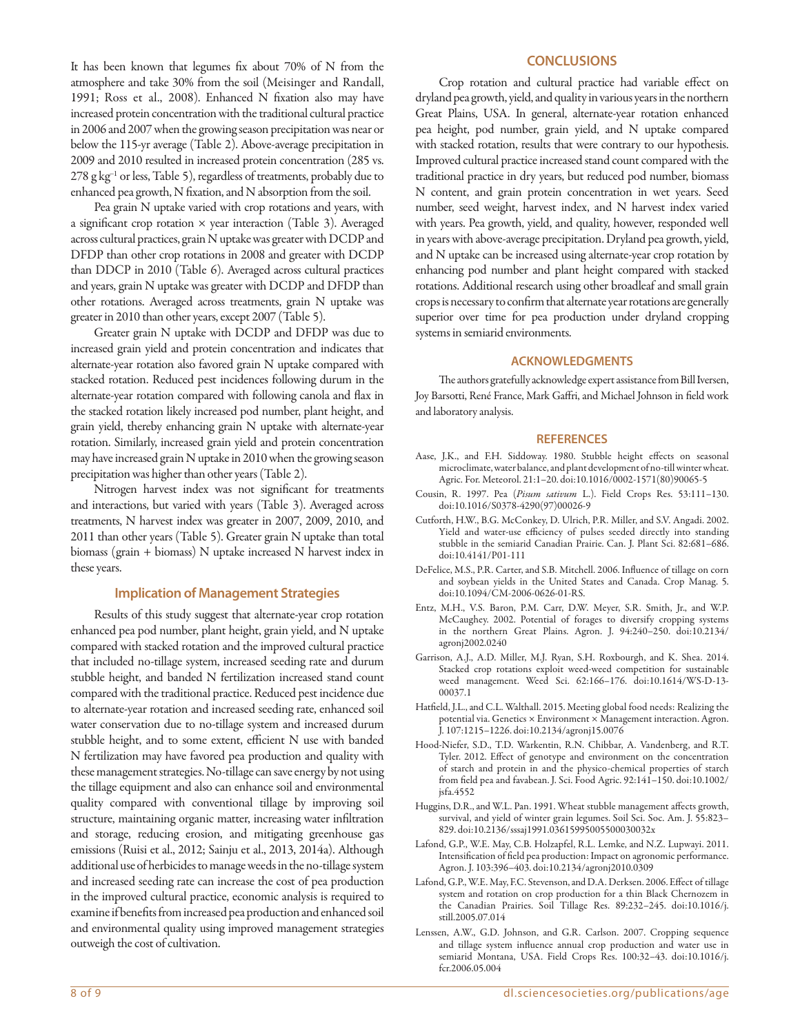It has been known that legumes fix about 70% of N from the atmosphere and take 30% from the soil (Meisinger and Randall, 1991; Ross et al., 2008). Enhanced N fixation also may have increased protein concentration with the traditional cultural practice in 2006 and 2007 when the growing season precipitation was near or below the 115-yr average (Table 2). Above-average precipitation in 2009 and 2010 resulted in increased protein concentration (285 vs. 278 g kg$^{-1}$ or less, Table 5), regardless of treatments, probably due to enhanced pea growth, N fixation, and N absorption from the soil.

Pea grain N uptake varied with crop rotations and years, with a significant crop rotation × year interaction (Table 3). Averaged across cultural practices, grain N uptake was greater with DCDP and DFDP than other crop rotations in 2008 and greater with DCDP than DDCP in 2010 (Table 6). Averaged across cultural practices and years, grain N uptake was greater with DCDP and DFDP than other rotations. Averaged across treatments, grain N uptake was greater in 2010 than other years, except 2007 (Table 5).

Greater grain N uptake with DCDP and DFDP was due to increased grain yield and protein concentration and indicates that alternate-year rotation also favored grain N uptake compared with stacked rotation. Reduced pest incidences following durum in the alternate-year rotation compared with following canola and flax in the stacked rotation likely increased pod number, plant height, and grain yield, thereby enhancing grain N uptake with alternate-year rotation. Similarly, increased grain yield and protein concentration may have increased grain N uptake in 2010 when the growing season precipitation was higher than other years (Table 2).

Nitrogen harvest index was not significant for treatments and interactions, but varied with years (Table 3). Averaged across treatments, N harvest index was greater in 2007, 2009, 2010, and 2011 than other years (Table 5). Greater grain N uptake than total biomass (grain + biomass) N uptake increased N harvest index in these years.

### Implication of Management Strategies

Results of this study suggest that alternate-year crop rotation enhanced pea pod number, plant height, grain yield, and N uptake compared with stacked rotation and the improved cultural practice that included no-tillage system, increased seeding rate and durum stubble height, and banded N fertilization increased stand count compared with the traditional practice. Reduced pest incidence due to alternate-year rotation and increased seeding rate, enhanced soil water conservation due to no-tillage system and increased durum stubble height, and to some extent, efficient N use with banded N fertilization may have favored pea production and quality with these management strategies. No-tillage can save energy by not using the tillage equipment and also can enhance soil and environmental quality compared with conventional tillage by improving soil structure, maintaining organic matter, increasing water infiltration and storage, reducing erosion, and mitigating greenhouse gas emissions (Ruisi et al., 2012; Sainju et al., 2013, 2014a). Although additional use of herbicides to manage weeds in the no-tillage system and increased seeding rate can increase the cost of pea production in the improved cultural practice, economic analysis is required to examine if benefits from increased pea production and enhanced soil and environmental quality using improved management strategies outweigh the cost of cultivation.

## CONCLUSIONS

Crop rotation and cultural practice had variable effect on dryland pea growth, yield, and quality in various years in the northern Great Plains, USA. In general, alternate-year rotation enhanced pea height, pod number, grain yield, and N uptake compared with stacked rotation, results that were contrary to our hypothesis. Improved cultural practice increased stand count compared with the traditional practice in dry years, but reduced pod number, biomass N content, and grain protein concentration in wet years. Seed number, seed weight, harvest index, and N harvest index varied with years. Pea growth, yield, and quality, however, responded well in years with above-average precipitation. Dryland pea growth, yield, and N uptake can be increased using alternate-year crop rotation by enhancing pod number and plant height compared with stacked rotations. Additional research using other broadleaf and small grain crops is necessary to confirm that alternate year rotations are generally superior over time for pea production under dryland cropping systems in semiarid environments.

## ACKNOWLEDGMENTS

The authors gratefully acknowledge expert assistance from Bill Iversen, Joy Barsotti, René France, Mark Gaffri, and Michael Johnson in field work and laboratory analysis.

## REFERENCES

Aase, J.K., and F.H. Siddoway. 1980. Stubble height effects on seasonal microclimate, water balance, and plant development of no-till winter wheat. Agric. For. Meteorol. 21:1–20. doi:10.1016/0002-1571(80)90065-5

Cousin, R. 1997. Pea (*Pisum sativum* L.). Field Crops Res. 53:111–130. doi:10.1016/S0378-4290(97)00026-9

Cutforth, H.W., B.G. McConkey, D. Ulrich, P.R. Miller, and S.V. Angadi. 2002. Yield and water-use efficiency of pulses seeded directly into standing stubble in the semiarid Canadian Prairie. Can. J. Plant Sci. 82:681–686. doi:10.4141/P01-111

DeFelice, M.S., P.R. Carter, and S.B. Mitchell. 2006. Influence of tillage on corn and soybean yields in the United States and Canada. Crop Manag. 5. doi:10.1094/CM-2006-0626-01-RS.

Entz, M.H., V.S. Baron, P.M. Carr, D.W. Meyer, S.R. Smith, Jr., and W.P. McCaughey. 2002. Potential of forages to diversify cropping systems in the northern Great Plains. Agron. J. 94:240–250. doi:10.2134/agronj2002.0240

Garrison, A.J., A.D. Miller, M.J. Ryan, S.H. Roxbourgh, and K. Shea. 2014. Stacked crop rotations exploit weed-weed competition for sustainable weed management. Weed Sci. 62:166–176. doi:10.1614/WS-D-13-00037.1

Hatfield, J.L., and C.L. Walthall. 2015. Meeting global food needs: Realizing the potential via. Genetics × Environment × Management interaction. Agron. J. 107:1215–1226. doi:10.2134/agronj15.0076

Hood-Niefer, S.D., T.D. Warkentin, R.N. Chibbar, A. Vandenberg, and R.T. Tyler. 2012. Effect of genotype and environment on the concentration of starch and protein in and the physico-chemical properties of starch from field pea and favabean. J. Sci. Food Agric. 92:141–150. doi:10.1002/jsfa.4552

Huggins, D.R., and W.L. Pan. 1991. Wheat stubble management affects growth, survival, and yield of winter grain legumes. Soil Sci. Soc. Am. J. 55:823–829. doi:10.2136/sssaj1991.03615995005500030032x

Lafond, G.P., W.E. May, C.B. Holzapfel, R.L. Lemke, and N.Z. Lupwayi. 2011. Intensification of field pea production: Impact on agronomic performance. Agron. J. 103:396–403. doi:10.2134/agronj2010.0309

Lafond, G.P., W.E. May, F.C. Stevenson, and D.A. Derksen. 2006. Effect of tillage system and rotation on crop production for a thin Black Chernozem in the Canadian Prairies. Soil Tillage Res. 89:232–245. doi:10.1016/j.still.2005.07.014

Lenssen, A.W., G.D. Johnson, and G.R. Carlson. 2007. Cropping sequence and tillage system influence annual crop production and water use in semiarid Montana, USA. Field Crops Res. 100:32–43. doi:10.1016/j.fcr.2006.05.004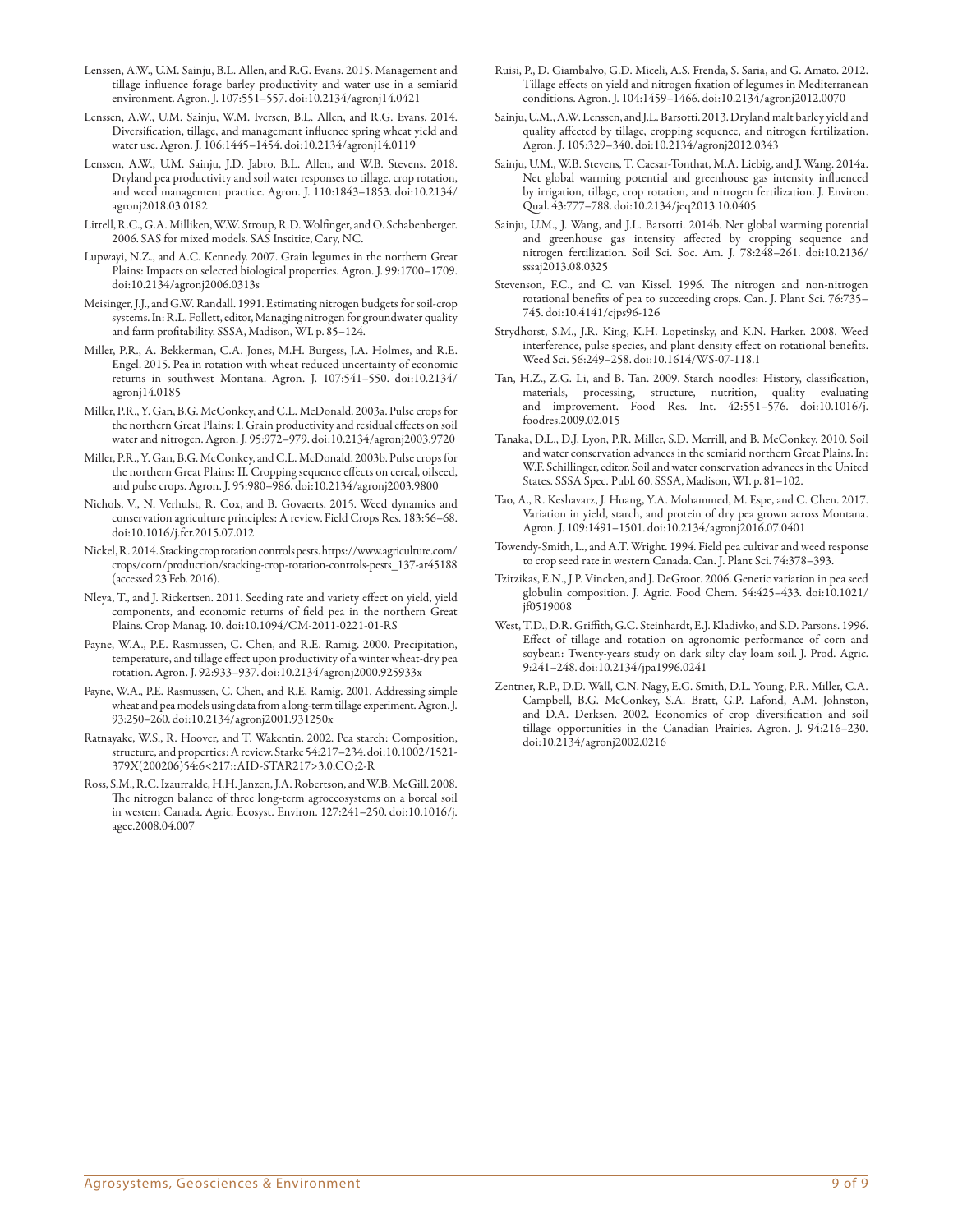Lenssen, A.W., U.M. Sainju, B.L. Allen, and R.G. Evans. 2015. Management and tillage influence forage barley productivity and water use in a semiarid environment. Agron. J. 107:551–557. doi:10.2134/agronj14.0421

Lenssen, A.W., U.M. Sainju, W.M. Iversen, B.L. Allen, and R.G. Evans. 2014. Diversification, tillage, and management influence spring wheat yield and water use. Agron. J. 106:1445–1454. doi:10.2134/agronj14.0119

Lenssen, A.W., U.M. Sainju, J.D. Jabro, B.L. Allen, and W.B. Stevens. 2018. Dryland pea productivity and soil water responses to tillage, crop rotation, and weed management practice. Agron. J. 110:1843–1853. doi:10.2134/agronj2018.03.0182

Littell, R.C., G.A. Milliken, W.W. Stroup, R.D. Wolfinger, and O. Schabenberger. 2006. SAS for mixed models. SAS Institite, Cary, NC.

Lupwayi, N.Z., and A.C. Kennedy. 2007. Grain legumes in the northern Great Plains: Impacts on selected biological properties. Agron. J. 99:1700–1709. doi:10.2134/agronj2006.0313s

Meisinger, J.J., and G.W. Randall. 1991. Estimating nitrogen budgets for soil-crop systems. In: R.L. Follett, editor, Managing nitrogen for groundwater quality and farm profitability. SSSA, Madison, WI. p. 85–124.

Miller, P.R., A. Bekkerman, C.A. Jones, M.H. Burgess, J.A. Holmes, and R.E. Engel. 2015. Pea in rotation with wheat reduced uncertainty of economic returns in southwest Montana. Agron. J. 107:541–550. doi:10.2134/agronj14.0185

Miller, P.R., Y. Gan, B.G. McConkey, and C.L. McDonald. 2003a. Pulse crops for the northern Great Plains: I. Grain productivity and residual effects on soil water and nitrogen. Agron. J. 95:972–979. doi:10.2134/agronj2003.9720

Miller, P.R., Y. Gan, B.G. McConkey, and C.L. McDonald. 2003b. Pulse crops for the northern Great Plains: II. Cropping sequence effects on cereal, oilseed, and pulse crops. Agron. J. 95:980–986. doi:10.2134/agronj2003.9800

Nichols, V., N. Verhulst, R. Cox, and B. Govaerts. 2015. Weed dynamics and conservation agriculture principles: A review. Field Crops Res. 183:56–68. doi:10.1016/j.fcr.2015.07.012

Nickel, R. 2014. Stacking crop rotation controls pests. https://www.agriculture.com/crops/corn/production/stacking-crop-rotation-controls-pests_137-ar45188 (accessed 23 Feb. 2016).

Nleya, T., and J. Rickertsen. 2011. Seeding rate and variety effect on yield, yield components, and economic returns of field pea in the northern Great Plains. Crop Manag. 10. doi:10.1094/CM-2011-0221-01-RS

Payne, W.A., P.E. Rasmussen, C. Chen, and R.E. Ramig. 2000. Precipitation, temperature, and tillage effect upon productivity of a winter wheat-dry pea rotation. Agron. J. 92:933–937. doi:10.2134/agronj2000.925933x

Payne, W.A., P.E. Rasmussen, C. Chen, and R.E. Ramig. 2001. Addressing simple wheat and pea models using data from a long-term tillage experiment. Agron. J. 93:250–260. doi:10.2134/agronj2001.931250x

Ratnayake, W.S., R. Hoover, and T. Wakentin. 2002. Pea starch: Composition, structure, and properties: A review. Starke 54:217–234. doi:10.1002/1521-379X(200206)54:6<217::AID-STAR217>3.0.CO;2-R

Ross, S.M., R.C. Izaurralde, H.H. Janzen, J.A. Robertson, and W.B. McGill. 2008. The nitrogen balance of three long-term agroecosystems on a boreal soil in western Canada. Agric. Ecosyst. Environ. 127:241–250. doi:10.1016/j.agee.2008.04.007

Ruisi, P., D. Giambalvo, G.D. Miceli, A.S. Frenda, S. Saria, and G. Amato. 2012. Tillage effects on yield and nitrogen fixation of legumes in Mediterranean conditions. Agron. J. 104:1459–1466. doi:10.2134/agronj2012.0070

Sainju, U.M., A.W. Lenssen, and J.L. Barsotti. 2013. Dryland malt barley yield and quality affected by tillage, cropping sequence, and nitrogen fertilization. Agron. J. 105:329–340. doi:10.2134/agronj2012.0343

Sainju, U.M., W.B. Stevens, T. Caesar-Tonthat, M.A. Liebig, and J. Wang. 2014a. Net global warming potential and greenhouse gas intensity influenced by irrigation, tillage, crop rotation, and nitrogen fertilization. J. Environ. Qual. 43:777–788. doi:10.2134/jeq2013.10.0405

Sainju, U.M., J. Wang, and J.L. Barsotti. 2014b. Net global warming potential and greenhouse gas intensity affected by cropping sequence and nitrogen fertilization. Soil Sci. Soc. Am. J. 78:248–261. doi:10.2136/sssaj2013.08.0325

Stevenson, F.C., and C. van Kissel. 1996. The nitrogen and non-nitrogen rotational benefits of pea to succeeding crops. Can. J. Plant Sci. 76:735–745. doi:10.4141/cjps96-126

Strydhorst, S.M., J.R. King, K.H. Lopetinsky, and K.N. Harker. 2008. Weed interference, pulse species, and plant density effect on rotational benefits. Weed Sci. 56:249–258. doi:10.1614/WS-07-118.1

Tan, H.Z., Z.G. Li, and B. Tan. 2009. Starch noodles: History, classification, materials, processing, structure, nutrition, quality evaluating and improvement. Food Res. Int. 42:551–576. doi:10.1016/j.foodres.2009.02.015

Tanaka, D.L., D.J. Lyon, P.R. Miller, S.D. Merrill, and B. McConkey. 2010. Soil and water conservation advances in the semiarid northern Great Plains. In: W.F. Schillinger, editor, Soil and water conservation advances in the United States. SSSA Spec. Publ. 60. SSSA, Madison, WI. p. 81–102.

Tao, A., R. Keshavarz, J. Huang, Y.A. Mohammed, M. Espe, and C. Chen. 2017. Variation in yield, starch, and protein of dry pea grown across Montana. Agron. J. 109:1491–1501. doi:10.2134/agronj2016.07.0401

Towendy-Smith, L., and A.T. Wright. 1994. Field pea cultivar and weed response to crop seed rate in western Canada. Can. J. Plant Sci. 74:378–393.

Tzitzikas, E.N., J.P. Vincken, and J. DeGroot. 2006. Genetic variation in pea seed globulin composition. J. Agric. Food Chem. 54:425–433. doi:10.1021/jf0519008

West, T.D., D.R. Griffith, G.C. Steinhardt, E.J. Kladivko, and S.D. Parsons. 1996. Effect of tillage and rotation on agronomic performance of corn and soybean: Twenty-years study on dark silty clay loam soil. J. Prod. Agric. 9:241–248. doi:10.2134/jpa1996.0241

Zentner, R.P., D.D. Wall, C.N. Nagy, E.G. Smith, D.L. Young, P.R. Miller, C.A. Campbell, B.G. McConkey, S.A. Bratt, G.P. Lafond, A.M. Johnston, and D.A. Derksen. 2002. Economics of crop diversification and soil tillage opportunities in the Canadian Prairies. Agron. J. 94:216–230. doi:10.2134/agronj2002.0216